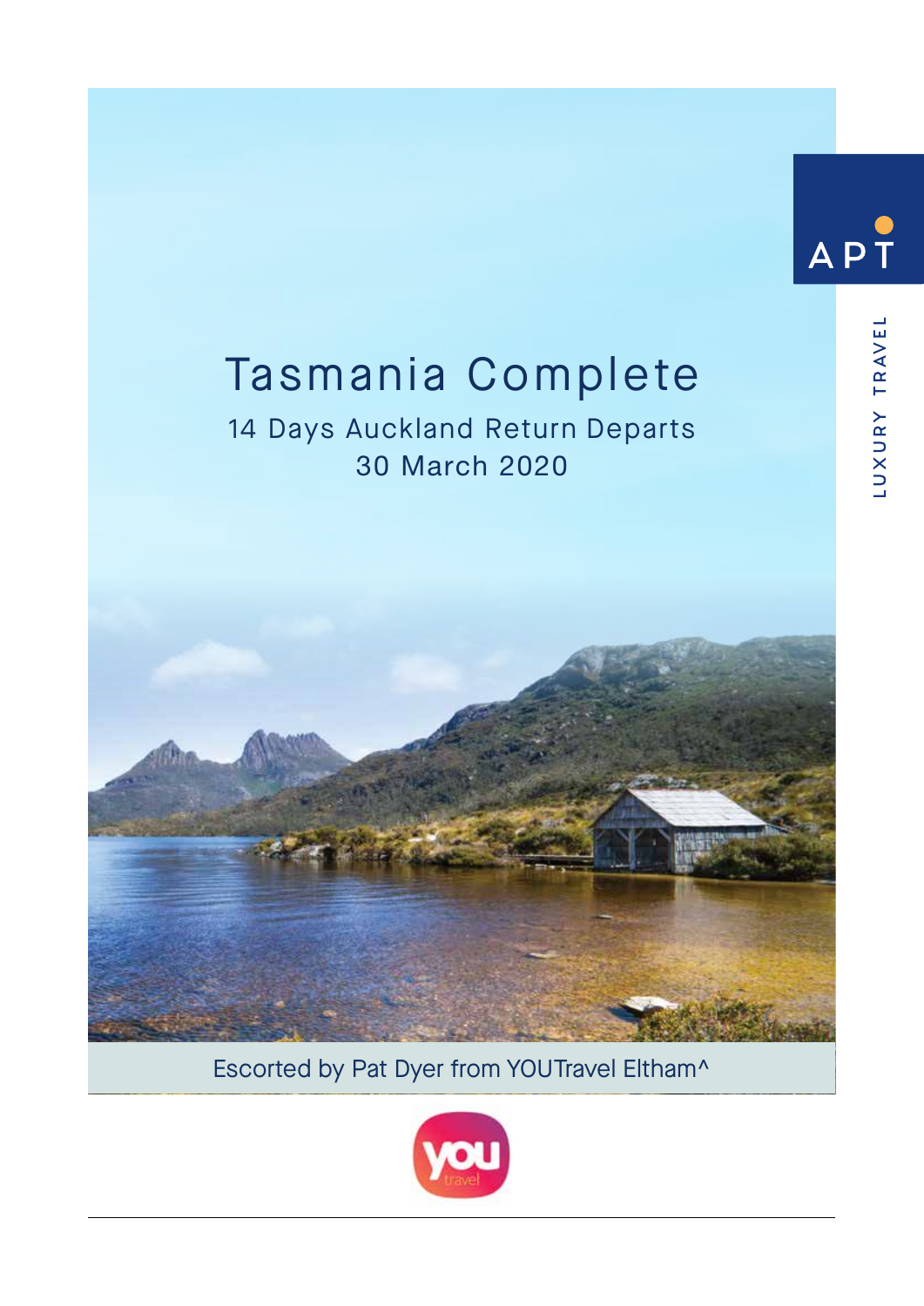APT

LUXURY TRAVEL

# Tasmania Complete

## 14 Days Auckland Return Departs 30 March 2020

Escorted by Pat Dyer from YOUTravel Eltham^

you travel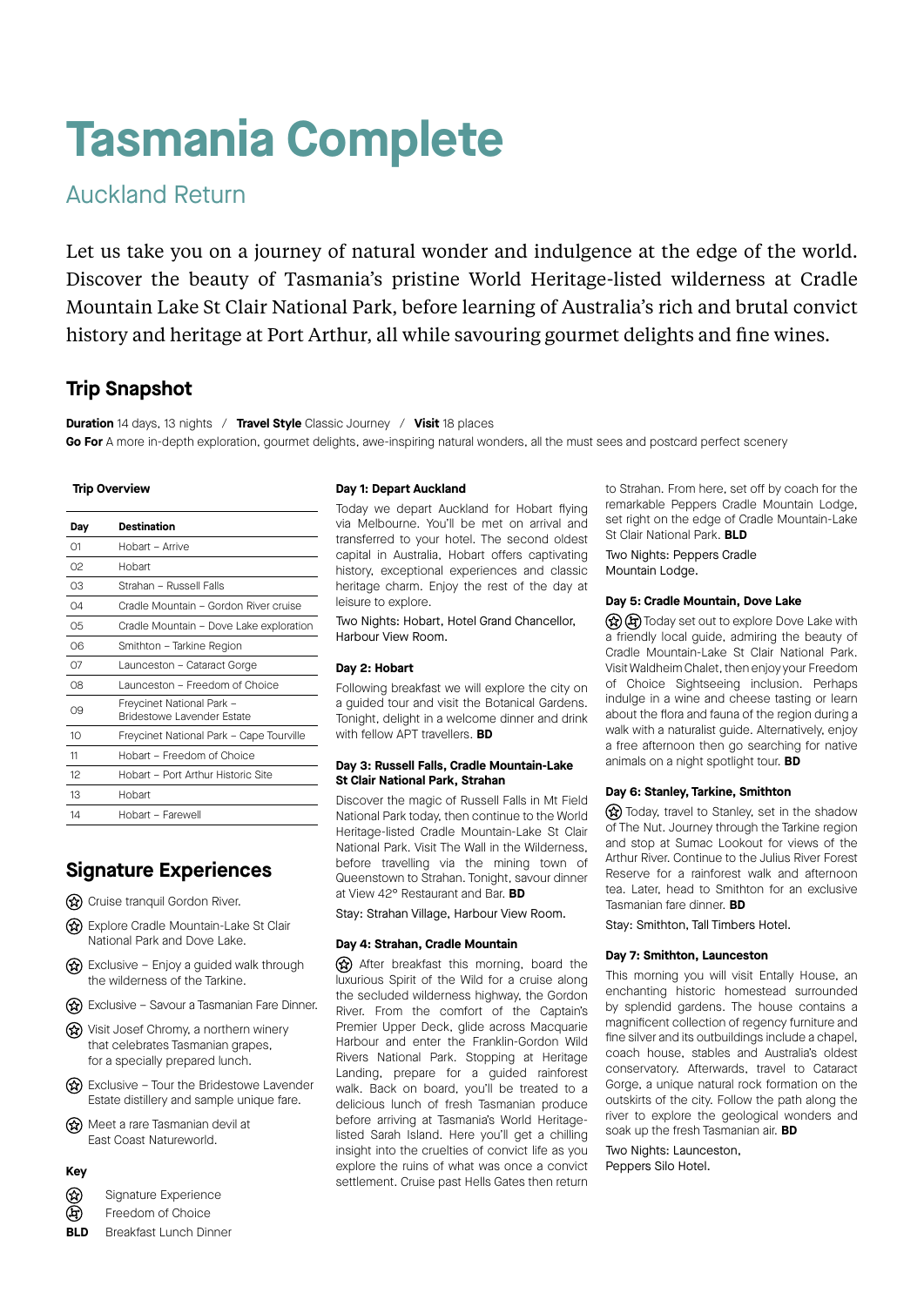# Tasmania Complete

## Auckland Return

Let us take you on a journey of natural wonder and indulgence at the edge of the world. Discover the beauty of Tasmania's pristine World Heritage-listed wilderness at Cradle Mountain Lake St Clair National Park, before learning of Australia's rich and brutal convict history and heritage at Port Arthur, all while savouring gourmet delights and fine wines.

## Trip Snapshot

**Duration** 14 days, 13 nights / **Travel Style** Classic Journey / **Visit** 18 places

**Go For** A more in-depth exploration, gourmet delights, awe-inspiring natural wonders, all the must sees and postcard perfect scenery

### Trip Overview

| Day | Destination |
|---|---|
| 01 | Hobart – Arrive |
| 02 | Hobart |
| 03 | Strahan – Russell Falls |
| 04 | Cradle Mountain – Gordon River cruise |
| 05 | Cradle Mountain – Dove Lake exploration |
| 06 | Smithton – Tarkine Region |
| 07 | Launceston – Cataract Gorge |
| 08 | Launceston – Freedom of Choice |
| 09 | Freycinet National Park – Bridestowe Lavender Estate |
| 10 | Freycinet National Park – Cape Tourville |
| 11 | Hobart – Freedom of Choice |
| 12 | Hobart – Port Arthur Historic Site |
| 13 | Hobart |
| 14 | Hobart – Farewell |

## Signature Experiences

- Cruise tranquil Gordon River.
- Explore Cradle Mountain-Lake St Clair National Park and Dove Lake.
- Exclusive – Enjoy a guided walk through the wilderness of the Tarkine.
- Exclusive – Savour a Tasmanian Fare Dinner.
- Visit Josef Chromy, a northern winery that celebrates Tasmanian grapes, for a specially prepared lunch.
- Exclusive – Tour the Bridestowe Lavender Estate distillery and sample unique fare.
- Meet a rare Tasmanian devil at East Coast Natureworld.

### Key

- Signature Experience
- Freedom of Choice
- **BLD** Breakfast Lunch Dinner

### Day 1: Depart Auckland

Today we depart Auckland for Hobart flying via Melbourne. You'll be met on arrival and transferred to your hotel. The second oldest capital in Australia, Hobart offers captivating history, exceptional experiences and classic heritage charm. Enjoy the rest of the day at leisure to explore.

Two Nights: Hobart, Hotel Grand Chancellor, Harbour View Room.

### Day 2: Hobart

Following breakfast we will explore the city on a guided tour and visit the Botanical Gardens. Tonight, delight in a welcome dinner and drink with fellow APT travellers. **BD**

### Day 3: Russell Falls, Cradle Mountain-Lake St Clair National Park, Strahan

Discover the magic of Russell Falls in Mt Field National Park today, then continue to the World Heritage-listed Cradle Mountain-Lake St Clair National Park. Visit The Wall in the Wilderness, before travelling via the mining town of Queenstown to Strahan. Tonight, savour dinner at View 42° Restaurant and Bar. **BD**

Stay: Strahan Village, Harbour View Room.

### Day 4: Strahan, Cradle Mountain

After breakfast this morning, board the luxurious Spirit of the Wild for a cruise along the secluded wilderness highway, the Gordon River. From the comfort of the Captain's Premier Upper Deck, glide across Macquarie Harbour and enter the Franklin-Gordon Wild Rivers National Park. Stopping at Heritage Landing, prepare for a guided rainforest walk. Back on board, you'll be treated to a delicious lunch of fresh Tasmanian produce before arriving at Tasmania's World Heritage-listed Sarah Island. Here you'll get a chilling insight into the cruelties of convict life as you explore the ruins of what was once a convict settlement. Cruise past Hells Gates then return to Strahan. From here, set off by coach for the remarkable Peppers Cradle Mountain Lodge, set right on the edge of Cradle Mountain-Lake St Clair National Park. **BLD**

Two Nights: Peppers Cradle Mountain Lodge.

### Day 5: Cradle Mountain, Dove Lake

Today set out to explore Dove Lake with a friendly local guide, admiring the beauty of Cradle Mountain-Lake St Clair National Park. Visit Waldheim Chalet, then enjoy your Freedom of Choice Sightseeing inclusion. Perhaps indulge in a wine and cheese tasting or learn about the flora and fauna of the region during a walk with a naturalist guide. Alternatively, enjoy a free afternoon then go searching for native animals on a night spotlight tour. **BD**

### Day 6: Stanley, Tarkine, Smithton

Today, travel to Stanley, set in the shadow of The Nut. Journey through the Tarkine region and stop at Sumac Lookout for views of the Arthur River. Continue to the Julius River Forest Reserve for a rainforest walk and afternoon tea. Later, head to Smithton for an exclusive Tasmanian fare dinner. **BD**

Stay: Smithton, Tall Timbers Hotel.

### Day 7: Smithton, Launceston

This morning you will visit Entally House, an enchanting historic homestead surrounded by splendid gardens. The house contains a magnificent collection of regency furniture and fine silver and its outbuildings include a chapel, coach house, stables and Australia's oldest conservatory. Afterwards, travel to Cataract Gorge, a unique natural rock formation on the outskirts of the city. Follow the path along the river to explore the geological wonders and soak up the fresh Tasmanian air. **BD**

Two Nights: Launceston, Peppers Silo Hotel.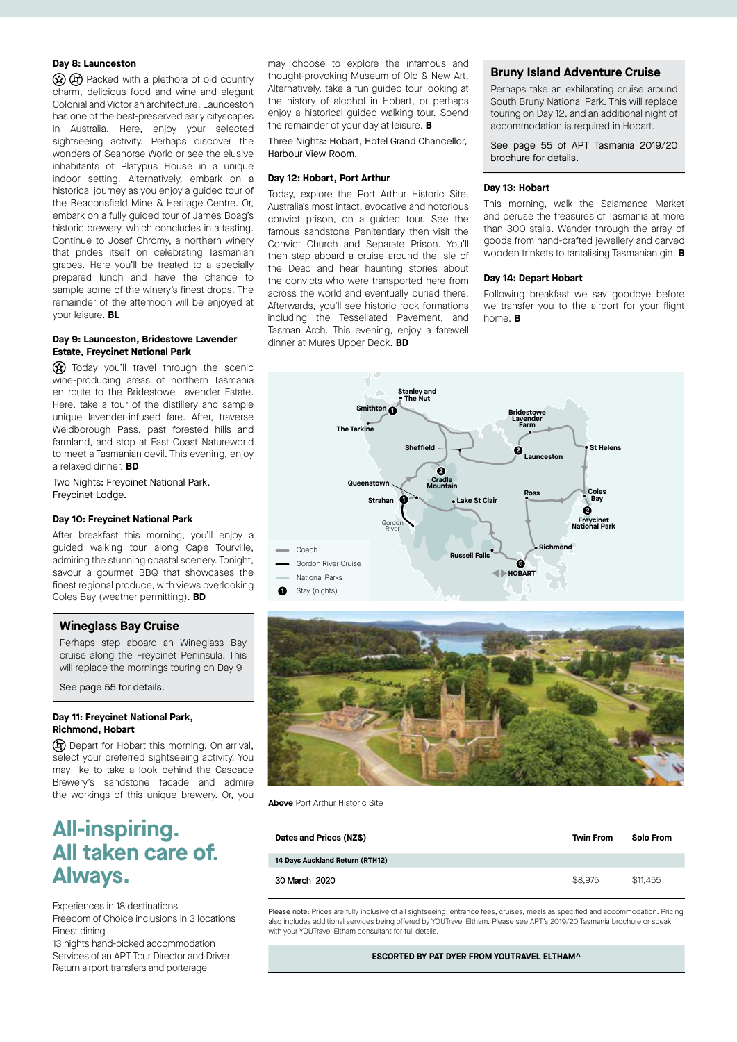### Day 8: Launceston

Packed with a plethora of old country charm, delicious food and wine and elegant Colonial and Victorian architecture, Launceston has one of the best-preserved early cityscapes in Australia. Here, enjoy your selected sightseeing activity. Perhaps discover the wonders of Seahorse World or see the elusive inhabitants of Platypus House in a unique indoor setting. Alternatively, embark on a historical journey as you enjoy a guided tour of the Beaconsfield Mine & Heritage Centre. Or, embark on a fully guided tour of James Boag's historic brewery, which concludes in a tasting. Continue to Josef Chromy, a northern winery that prides itself on celebrating Tasmanian grapes. Here you'll be treated to a specially prepared lunch and have the chance to sample some of the winery's finest drops. The remainder of the afternoon will be enjoyed at your leisure. **BL**

### Day 9: Launceston, Bridestowe Lavender Estate, Freycinet National Park

Today you'll travel through the scenic wine-producing areas of northern Tasmania en route to the Bridestowe Lavender Estate. Here, take a tour of the distillery and sample unique lavender-infused fare. After, traverse Weldborough Pass, past forested hills and farmland, and stop at East Coast Natureworld to meet a Tasmanian devil. This evening, enjoy a relaxed dinner. **BD**

Two Nights: Freycinet National Park, Freycinet Lodge.

### Day 10: Freycinet National Park

After breakfast this morning, you'll enjoy a guided walking tour along Cape Tourville, admiring the stunning coastal scenery. Tonight, savour a gourmet BBQ that showcases the finest regional produce, with views overlooking Coles Bay (weather permitting). **BD**

## Wineglass Bay Cruise

Perhaps step aboard an Wineglass Bay cruise along the Freycinet Peninsula. This will replace the mornings touring on Day 9

See page 55 for details.

### Day 11: Freycinet National Park, Richmond, Hobart

Depart for Hobart this morning. On arrival, select your preferred sightseeing activity. You may like to take a look behind the Cascade Brewery's sandstone facade and admire the workings of this unique brewery. Or, you may choose to explore the infamous and thought-provoking Museum of Old & New Art. Alternatively, take a fun guided tour looking at the history of alcohol in Hobart, or perhaps enjoy a historical guided walking tour. Spend the remainder of your day at leisure. **B**

Three Nights: Hobart, Hotel Grand Chancellor, Harbour View Room.

### Day 12: Hobart, Port Arthur

Today, explore the Port Arthur Historic Site, Australia's most intact, evocative and notorious convict prison, on a guided tour. See the famous sandstone Penitentiary then visit the Convict Church and Separate Prison. You'll then step aboard a cruise around the Isle of the Dead and hear haunting stories about the convicts who were transported here from across the world and eventually buried there. Afterwards, you'll see historic rock formations including the Tessellated Pavement, and Tasman Arch. This evening, enjoy a farewell dinner at Mures Upper Deck. **BD**

## Bruny Island Adventure Cruise

Perhaps take an exhilarating cruise around South Bruny National Park. This will replace touring on Day 12, and an additional night of accommodation is required in Hobart.

See page 55 of APT Tasmania 2019/20 brochure for details.

### Day 13: Hobart

This morning, walk the Salamanca Market and peruse the treasures of Tasmania at more than 300 stalls. Wander through the array of goods from hand-crafted jewellery and carved wooden trinkets to tantalising Tasmanian gin. **B**

### Day 14: Depart Hobart

Following breakfast we say goodbye before we transfer you to the airport for your flight home. **B**

Stanley and The Nut · Smithton 1 · The Tarkine · Bridestowe Lavender Farm · Sheffield · Launceston 2 · St Helens · Cradle Mountain 2 · Queenstown · Strahan 1 · Lake St Clair · Gordon River · Ross · Coles Bay · Freycinet National Park 2 · Richmond · Russell Falls · HOBART 5

Coach · Gordon River Cruise · National Parks · Stay (nights)

**Above** Port Arthur Historic Site

# All-inspiring. All taken care of. Always.

Experiences in 18 destinations
Freedom of Choice inclusions in 3 locations
Finest dining
13 nights hand-picked accommodation
Services of an APT Tour Director and Driver
Return airport transfers and porterage

| Dates and Prices (NZ$) | Twin From | Solo From |
|---|---|---|
| **14 Days Auckland Return (RTH12)** | | |
| 30 March 2020 | $8,975 | $11,455 |

Please note: Prices are fully inclusive of all sightseeing, entrance fees, cruises, meals as specified and accommodation. Pricing also includes additional services being offered by YOUTravel Eltham. Please see APT's 2019/20 Tasmania brochure or speak with your YOUTravel Eltham consultant for full details.

**ESCORTED BY PAT DYER FROM YOUTRAVEL ELTHAM^**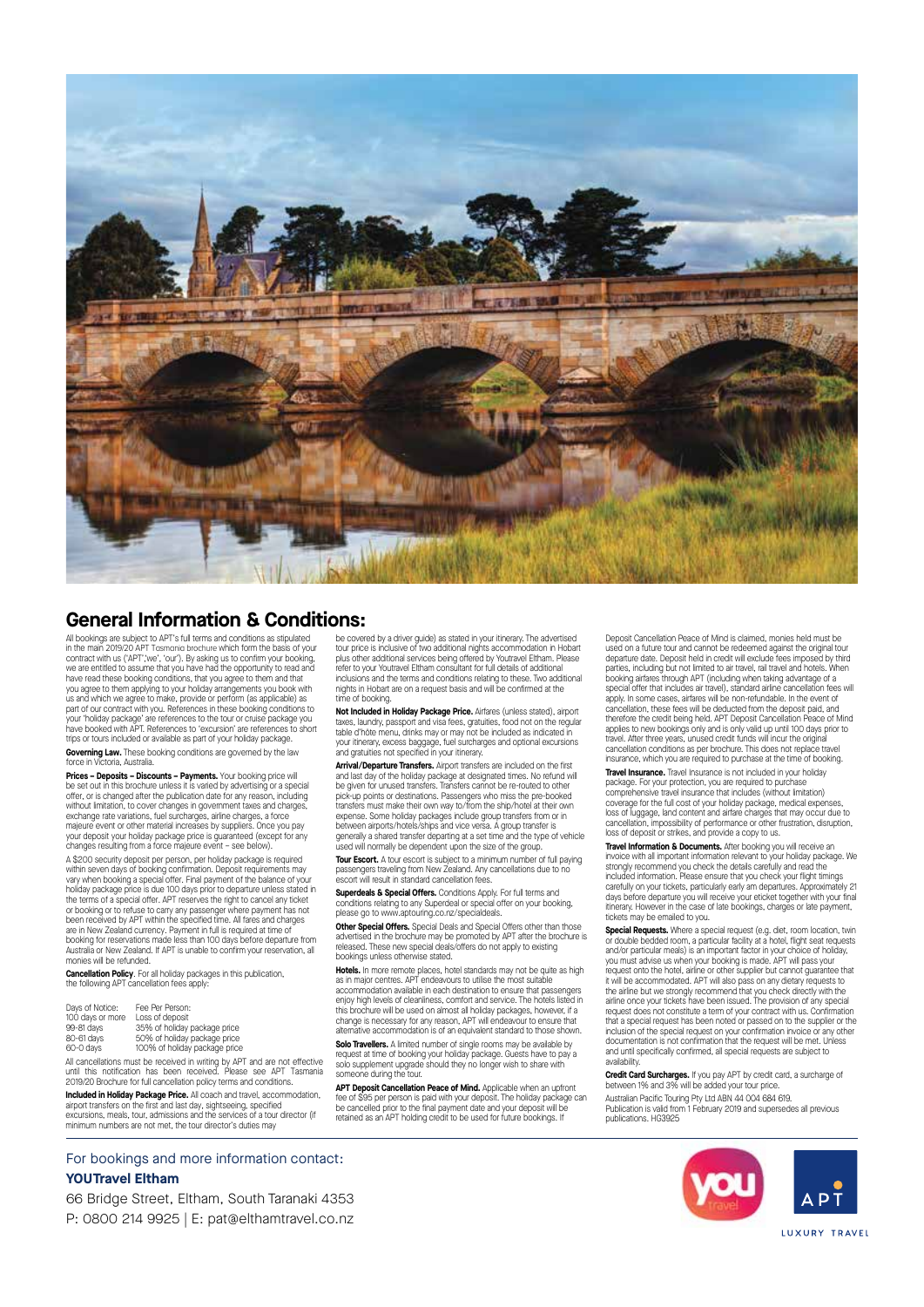## General Information & Conditions:

All bookings are subject to APT's full terms and conditions as stipulated in the main 2019/20 APT Tasmania brochure which form the basis of your contract with us ('APT','we', 'our'). By asking us to confirm your booking, we are entitled to assume that you have had the opportunity to read and have read these booking conditions, that you agree to them and that you agree to them applying to your holiday arrangements you book with us and which we agree to make, provide or perform (as applicable) as part of our contract with you. References in these booking conditions to your 'holiday package' are references to the tour or cruise package you have booked with APT. References to 'excursion' are references to short trips or tours included or available as part of your holiday package.

**Governing Law.** These booking conditions are governed by the law in force in Victoria, Australia.

**Prices – Deposits – Discounts – Payments.** Your booking price will be set out in this brochure unless it is varied by advertising or a special offer, or is changed after the publication date for any reason, including without limitation, to cover changes in government taxes and charges, exchange rate variations, fuel surcharges, airline charges, a force majeure event or other material increases by suppliers. Once you pay your deposit your holiday package price is guaranteed (except for any changes resulting from a force majeure event – see below).

A $200 security deposit per person, per holiday package is required within seven days of booking confirmation. Deposit requirements may vary when booking a special offer. Final payment of the balance of your holiday package price is due 100 days prior to departure unless stated in the terms of a special offer. APT reserves the right to cancel any ticket or booking or to refuse to carry any passenger where payment has not been received by APT within the specified time. All fares and charges are in New Zealand currency. Payment in full is required at time of booking for reservations made less than 100 days before departure from Australia or New Zealand. If APT is unable to confirm your reservation, all monies will be refunded.

**Cancellation Policy**. For all holiday packages in this publication, the following APT cancellation fees apply:

| Days of Notice: | Fee Per Person: |
|---|---|
| 100 days or more | Loss of deposit |
| 99-81 days | 35% of holiday package price |
| 80-61 days | 50% of holiday package price |
| 60-0 days | 100% of holiday package price |

All cancellations must be received in writing by APT and are not effective until this notification has been received. Please see APT Tasmania 2019/20 Brochure for full cancellation policy terms and conditions.

**Included in Holiday Package Price.** All coach and travel, accommodation, airport transfers on the first and last day, sightseeing, specified excursions, meals, tour, admissions and the services of a tour director (if minimum numbers are not met, the tour director's duties may be covered by a driver guide) as stated in your itinerary. The advertised tour price is inclusive of two additional nights accommodation in Hobart plus other additional services being offered by Youtravel Eltham. Please refer to your Youtravel Eltham consultant for full details of additional inclusions and the terms and conditions relating to these. Two additional nights in Hobart are on a request basis and will be confirmed at the time of booking.

**Not Included in Holiday Package Price.** Airfares (unless stated), airport taxes, laundry, passport and visa fees, gratuities, food not on the regular table d'hôte menu, drinks may or may not be included as indicated in your itinerary, excess baggage, fuel surcharges and optional excursions and gratuities not specified in your itinerary.

**Arrival/Departure Transfers.** Airport transfers are included on the first and last day of the holiday package at designated times. No refund will be given for unused transfers. Transfers cannot be re-routed to other pick-up points or destinations. Passengers who miss the pre-booked transfers must make their own way to/from the ship/hotel at their own expense. Some holiday packages include group transfers from or in between airports/hotels/ships and vice versa. A group transfer is generally a shared transfer departing at a set time and the type of vehicle used will normally be dependent upon the size of the group.

**Tour Escort.** A tour escort is subject to a minimum number of full paying passengers traveling from New Zealand. Any cancellations due to no escort will result in standard cancellation fees.

**Superdeals & Special Offers.** Conditions Apply. For full terms and conditions relating to any Superdeal or special offer on your booking, please go to www.aptouring.co.nz/specialdeals.

**Other Special Offers.** Special Deals and Special Offers other than those advertised in the brochure may be promoted by APT after the brochure is released. These new special deals/offers do not apply to existing bookings unless otherwise stated.

**Hotels.** In more remote places, hotel standards may not be quite as high as in major centres. APT endeavours to utilise the most suitable accommodation available in each destination to ensure that passengers enjoy high levels of cleanliness, comfort and service. The hotels listed in this brochure will be used on almost all holiday packages, however, if a change is necessary for any reason, APT will endeavour to ensure that alternative accommodation is of an equivalent standard to those shown.

**Solo Travellers.** A limited number of single rooms may be available by request at time of booking your holiday package. Guests have to pay a solo supplement upgrade should they no longer wish to share with someone during the tour.

**APT Deposit Cancellation Peace of Mind.** Applicable when an upfront fee of $95 per person is paid with your deposit. The holiday package can be cancelled prior to the final payment date and your deposit will be retained as an APT holding credit to be used for future bookings. If Deposit Cancellation Peace of Mind is claimed, monies held must be used on a future tour and cannot be redeemed against the original tour departure date. Deposit held in credit will exclude fees imposed by third parties, including but not limited to air travel, rail travel and hotels. When booking airfares through APT (including when taking advantage of a special offer that includes air travel), standard airline cancellation fees will apply. In some cases, airfares will be non-refundable. In the event of cancellation, these fees will be deducted from the deposit paid, and therefore the credit being held. APT Deposit Cancellation Peace of Mind applies to new bookings only and is only valid up until 100 days prior to travel. After three years, unused credit funds will incur the original cancellation conditions as per brochure. This does not replace travel insurance, which you are required to purchase at the time of booking.

**Travel Insurance.** Travel Insurance is not included in your holiday package. For your protection, you are required to purchase comprehensive travel insurance that includes (without limitation) coverage for the full cost of your holiday package, medical expenses, loss of luggage, land content and airfare charges that may occur due to cancellation, impossibility of performance or other frustration, disruption, loss of deposit or strikes, and provide a copy to us.

**Travel Information & Documents.** After booking you will receive an invoice with all important information relevant to your holiday package. We strongly recommend you check the details carefully and read the included information. Please ensure that you check your flight timings carefully on your tickets, particularly early am departures. Approximately 21 days before departure you will receive your eticket together with your final itinerary. However in the case of late bookings, charges or late payment, tickets may be emailed to you.

**Special Requests.** Where a special request (e.g. diet, room location, twin or double bedded room, a particular facility at a hotel, flight seat requests and/or particular meals) is an important factor in your choice of holiday, you must advise us when your booking is made. APT will pass your request onto the hotel, airline or other supplier but cannot guarantee that it will be accommodated. APT will also pass on any dietary requests to the airline but we strongly recommend that you check directly with the airline once your tickets have been issued. The provision of any special request does not constitute a term of your contract with us. Confirmation that a special request has been noted or passed on to the supplier or the inclusion of the special request on your confirmation invoice or any other documentation is not confirmation that the request will be met. Unless and until specifically confirmed, all special requests are subject to availability.

**Credit Card Surcharges.** If you pay APT by credit card, a surcharge of between 1% and 3% will be added your tour price.

Australian Pacific Touring Pty Ltd ABN 44 004 684 619.
Publication is valid from 1 February 2019 and supersedes all previous publications. HG3925

For bookings and more information contact:
**YOUTravel Eltham**
66 Bridge Street, Eltham, South Taranaki 4353
P: 0800 214 9925 | E: pat@elthamtravel.co.nz

you travel

APT LUXURY TRAVEL